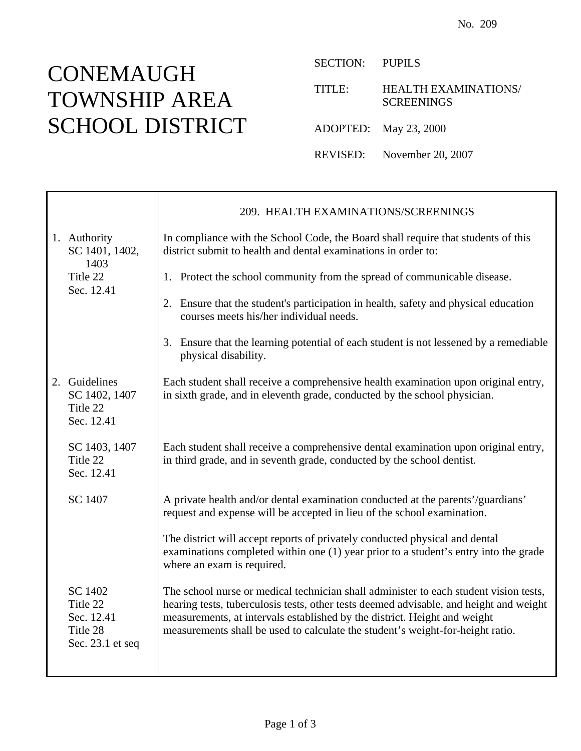No. 209

# CONEMAUGH TOWNSHIP AREA SCHOOL DISTRICT

SECTION: PUPILS

TITLE: HEALTH EXAMINATIONS/ SCREENINGS

ADOPTED: May 23, 2000

REVISED: November 20, 2007

## 209. HEALTH EXAMINATIONS/SCREENINGS

| | |
|---|---|
| 1. Authority<br>SC 1401, 1402, 1403<br>Title 22<br>Sec. 12.41 | In compliance with the School Code, the Board shall require that students of this district submit to health and dental examinations in order to:<br><br>1. Protect the school community from the spread of communicable disease.<br><br>2. Ensure that the student's participation in health, safety and physical education courses meets his/her individual needs.<br><br>3. Ensure that the learning potential of each student is not lessened by a remediable physical disability. |
| 2. Guidelines<br>SC 1402, 1407<br>Title 22<br>Sec. 12.41 | Each student shall receive a comprehensive health examination upon original entry, in sixth grade, and in eleventh grade, conducted by the school physician. |
| SC 1403, 1407<br>Title 22<br>Sec. 12.41 | Each student shall receive a comprehensive dental examination upon original entry, in third grade, and in seventh grade, conducted by the school dentist. |
| SC 1407 | A private health and/or dental examination conducted at the parents'/guardians' request and expense will be accepted in lieu of the school examination.<br><br>The district will accept reports of privately conducted physical and dental examinations completed within one (1) year prior to a student's entry into the grade where an exam is required. |
| SC 1402<br>Title 22<br>Sec. 12.41<br>Title 28<br>Sec. 23.1 et seq | The school nurse or medical technician shall administer to each student vision tests, hearing tests, tuberculosis tests, other tests deemed advisable, and height and weight measurements, at intervals established by the district. Height and weight measurements shall be used to calculate the student's weight-for-height ratio. |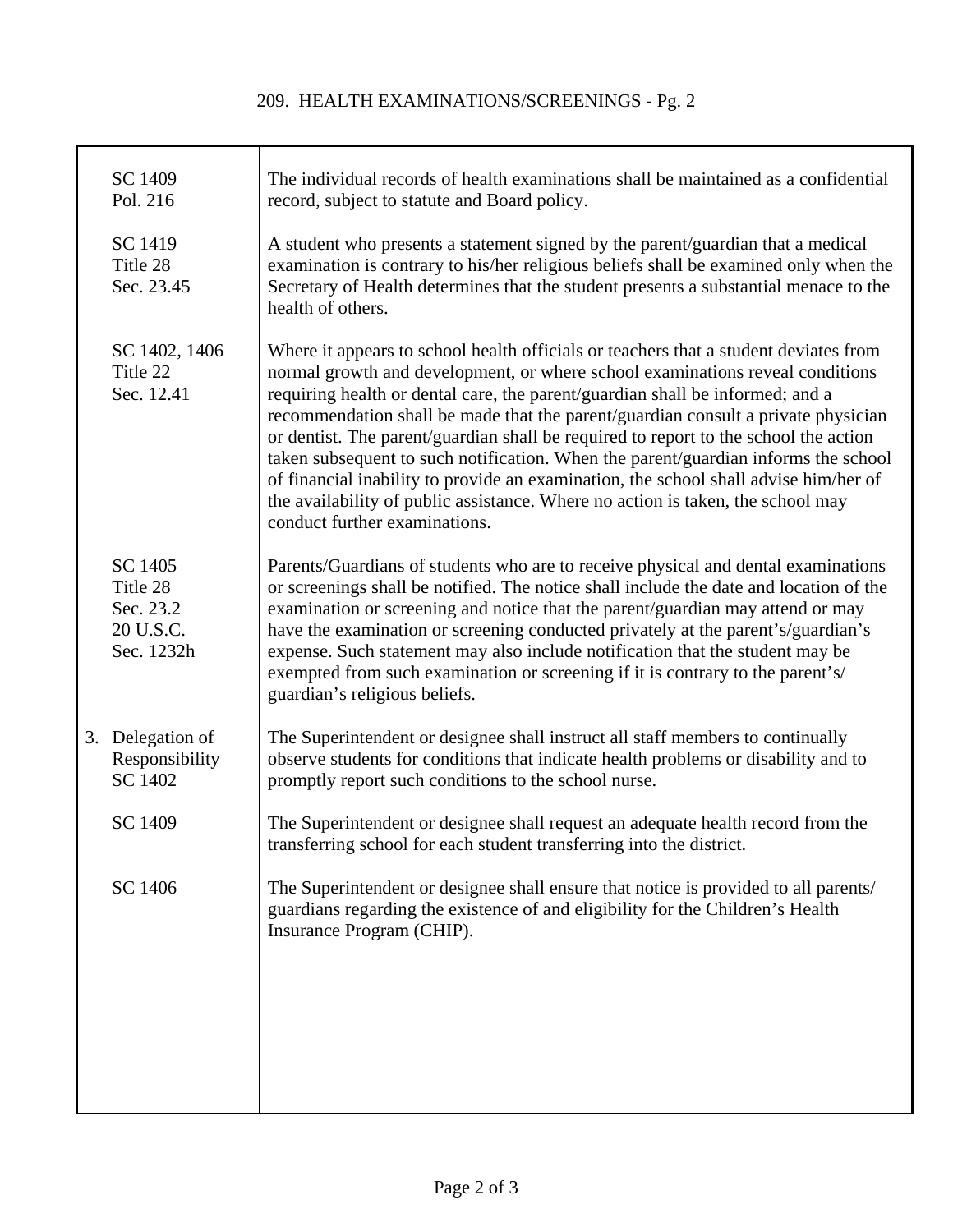| | |
|---|---|
| SC 1409<br>Pol. 216 | The individual records of health examinations shall be maintained as a confidential record, subject to statute and Board policy. |
| SC 1419<br>Title 28<br>Sec. 23.45 | A student who presents a statement signed by the parent/guardian that a medical examination is contrary to his/her religious beliefs shall be examined only when the Secretary of Health determines that the student presents a substantial menace to the health of others. |
| SC 1402, 1406<br>Title 22<br>Sec. 12.41 | Where it appears to school health officials or teachers that a student deviates from normal growth and development, or where school examinations reveal conditions requiring health or dental care, the parent/guardian shall be informed; and a recommendation shall be made that the parent/guardian consult a private physician or dentist. The parent/guardian shall be required to report to the school the action taken subsequent to such notification. When the parent/guardian informs the school of financial inability to provide an examination, the school shall advise him/her of the availability of public assistance. Where no action is taken, the school may conduct further examinations. |
| SC 1405<br>Title 28<br>Sec. 23.2<br>20 U.S.C.<br>Sec. 1232h | Parents/Guardians of students who are to receive physical and dental examinations or screenings shall be notified. The notice shall include the date and location of the examination or screening and notice that the parent/guardian may attend or may have the examination or screening conducted privately at the parent's/guardian's expense. Such statement may also include notification that the student may be exempted from such examination or screening if it is contrary to the parent's/ guardian's religious beliefs. |
| 3. Delegation of Responsibility<br>SC 1402 | The Superintendent or designee shall instruct all staff members to continually observe students for conditions that indicate health problems or disability and to promptly report such conditions to the school nurse. |
| SC 1409 | The Superintendent or designee shall request an adequate health record from the transferring school for each student transferring into the district. |
| SC 1406 | The Superintendent or designee shall ensure that notice is provided to all parents/ guardians regarding the existence of and eligibility for the Children's Health Insurance Program (CHIP). |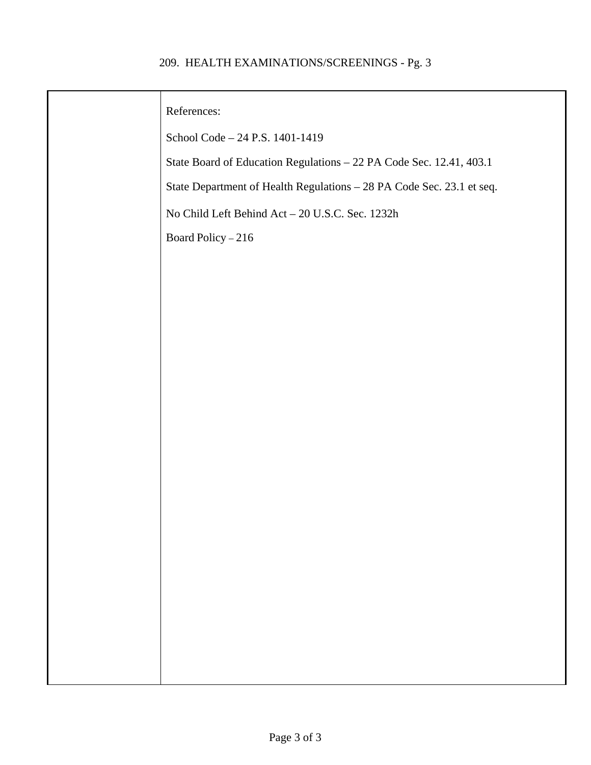References:

School Code – 24 P.S. 1401-1419

State Board of Education Regulations – 22 PA Code Sec. 12.41, 403.1

State Department of Health Regulations – 28 PA Code Sec. 23.1 et seq.

No Child Left Behind Act – 20 U.S.C. Sec. 1232h

Board Policy – 216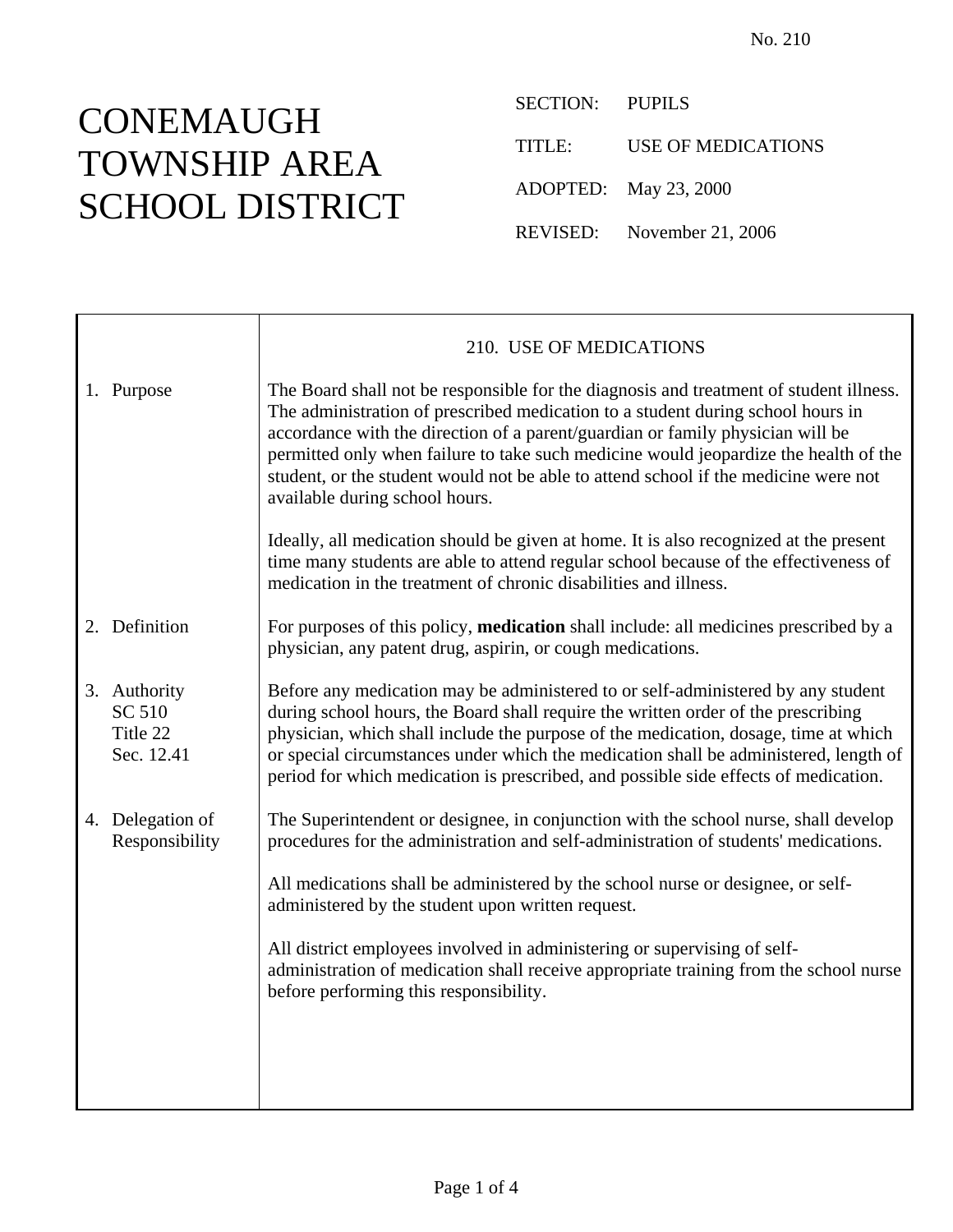No. 210

# CONEMAUGH TOWNSHIP AREA SCHOOL DISTRICT

SECTION: PUPILS

TITLE: USE OF MEDICATIONS

ADOPTED: May 23, 2000

REVISED: November 21, 2006

## 210. USE OF MEDICATIONS

**1. Purpose**

The Board shall not be responsible for the diagnosis and treatment of student illness. The administration of prescribed medication to a student during school hours in accordance with the direction of a parent/guardian or family physician will be permitted only when failure to take such medicine would jeopardize the health of the student, or the student would not be able to attend school if the medicine were not available during school hours.

Ideally, all medication should be given at home. It is also recognized at the present time many students are able to attend regular school because of the effectiveness of medication in the treatment of chronic disabilities and illness.

**2. Definition**

For purposes of this policy, **medication** shall include: all medicines prescribed by a physician, any patent drug, aspirin, or cough medications.

**3. Authority**
SC 510
Title 22
Sec. 12.41

Before any medication may be administered to or self-administered by any student during school hours, the Board shall require the written order of the prescribing physician, which shall include the purpose of the medication, dosage, time at which or special circumstances under which the medication shall be administered, length of period for which medication is prescribed, and possible side effects of medication.

**4. Delegation of Responsibility**

The Superintendent or designee, in conjunction with the school nurse, shall develop procedures for the administration and self-administration of students' medications.

All medications shall be administered by the school nurse or designee, or self-administered by the student upon written request.

All district employees involved in administering or supervising of self-administration of medication shall receive appropriate training from the school nurse before performing this responsibility.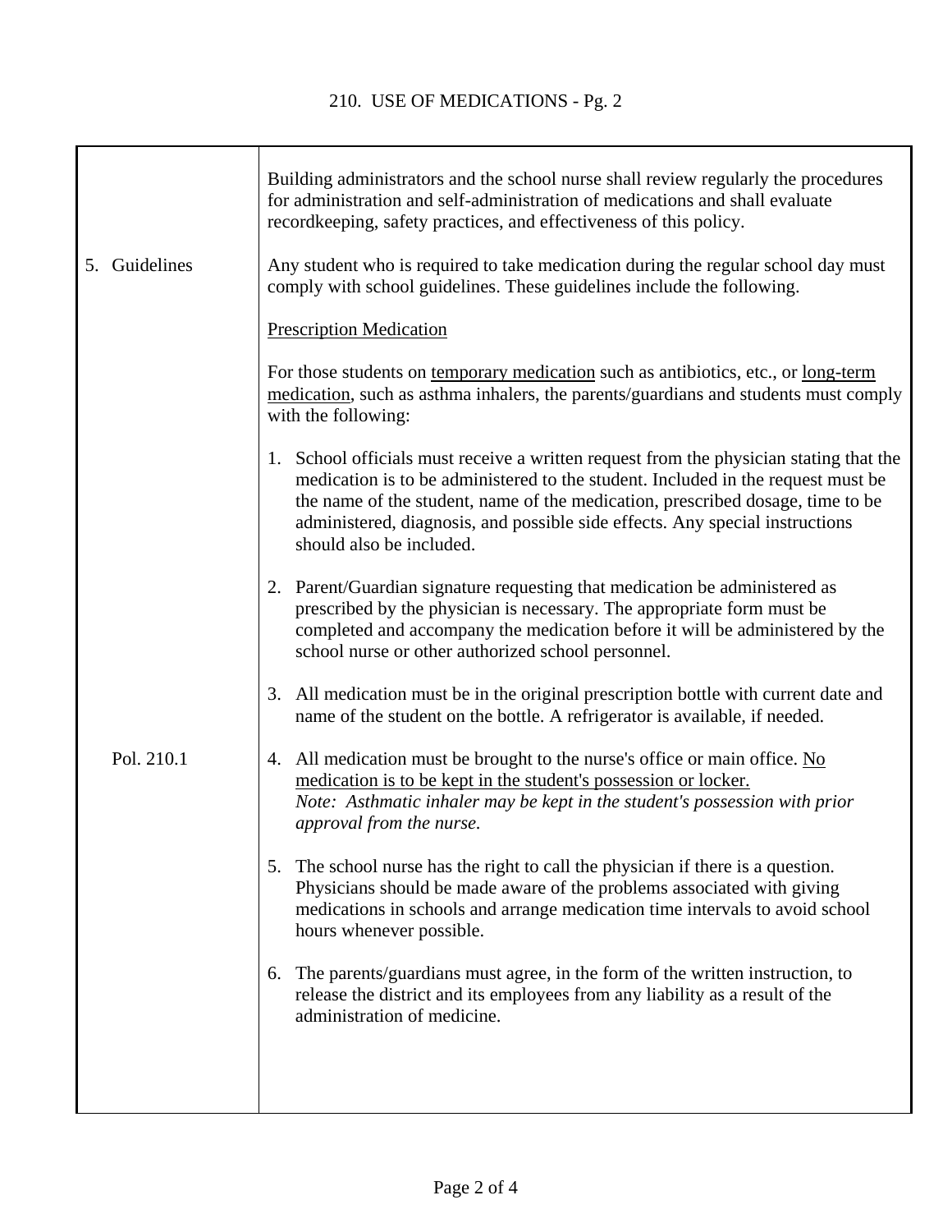Building administrators and the school nurse shall review regularly the procedures for administration and self-administration of medications and shall evaluate recordkeeping, safety practices, and effectiveness of this policy.

## 5. Guidelines

Any student who is required to take medication during the regular school day must comply with school guidelines. These guidelines include the following.

<u>Prescription Medication</u>

For those students on <u>temporary medication</u> such as antibiotics, etc., or <u>long-term medication</u>, such as asthma inhalers, the parents/guardians and students must comply with the following:

1. School officials must receive a written request from the physician stating that the medication is to be administered to the student. Included in the request must be the name of the student, name of the medication, prescribed dosage, time to be administered, diagnosis, and possible side effects. Any special instructions should also be included.

2. Parent/Guardian signature requesting that medication be administered as prescribed by the physician is necessary. The appropriate form must be completed and accompany the medication before it will be administered by the school nurse or other authorized school personnel.

3. All medication must be in the original prescription bottle with current date and name of the student on the bottle. A refrigerator is available, if needed.

Pol. 210.1

4. All medication must be brought to the nurse's office or main office. <u>No medication is to be kept in the student's possession or locker.</u>
   *Note: Asthmatic inhaler may be kept in the student's possession with prior approval from the nurse.*

5. The school nurse has the right to call the physician if there is a question. Physicians should be made aware of the problems associated with giving medications in schools and arrange medication time intervals to avoid school hours whenever possible.

6. The parents/guardians must agree, in the form of the written instruction, to release the district and its employees from any liability as a result of the administration of medicine.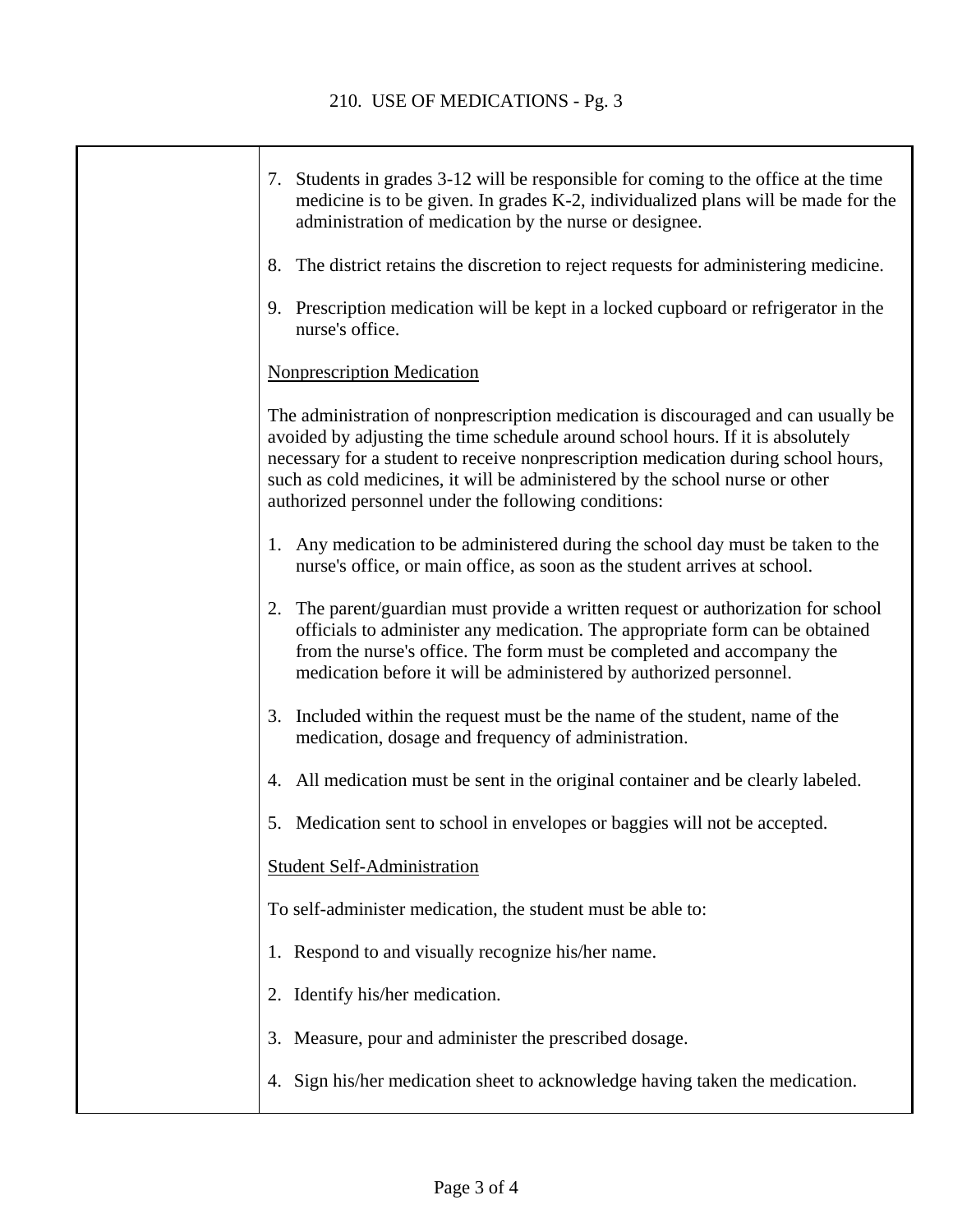7. Students in grades 3-12 will be responsible for coming to the office at the time medicine is to be given. In grades K-2, individualized plans will be made for the administration of medication by the nurse or designee.

8. The district retains the discretion to reject requests for administering medicine.

9. Prescription medication will be kept in a locked cupboard or refrigerator in the nurse's office.

<u>Nonprescription Medication</u>

The administration of nonprescription medication is discouraged and can usually be avoided by adjusting the time schedule around school hours. If it is absolutely necessary for a student to receive nonprescription medication during school hours, such as cold medicines, it will be administered by the school nurse or other authorized personnel under the following conditions:

1. Any medication to be administered during the school day must be taken to the nurse's office, or main office, as soon as the student arrives at school.

2. The parent/guardian must provide a written request or authorization for school officials to administer any medication. The appropriate form can be obtained from the nurse's office. The form must be completed and accompany the medication before it will be administered by authorized personnel.

3. Included within the request must be the name of the student, name of the medication, dosage and frequency of administration.

4. All medication must be sent in the original container and be clearly labeled.

5. Medication sent to school in envelopes or baggies will not be accepted.

<u>Student Self-Administration</u>

To self-administer medication, the student must be able to:

1. Respond to and visually recognize his/her name.

2. Identify his/her medication.

3. Measure, pour and administer the prescribed dosage.

4. Sign his/her medication sheet to acknowledge having taken the medication.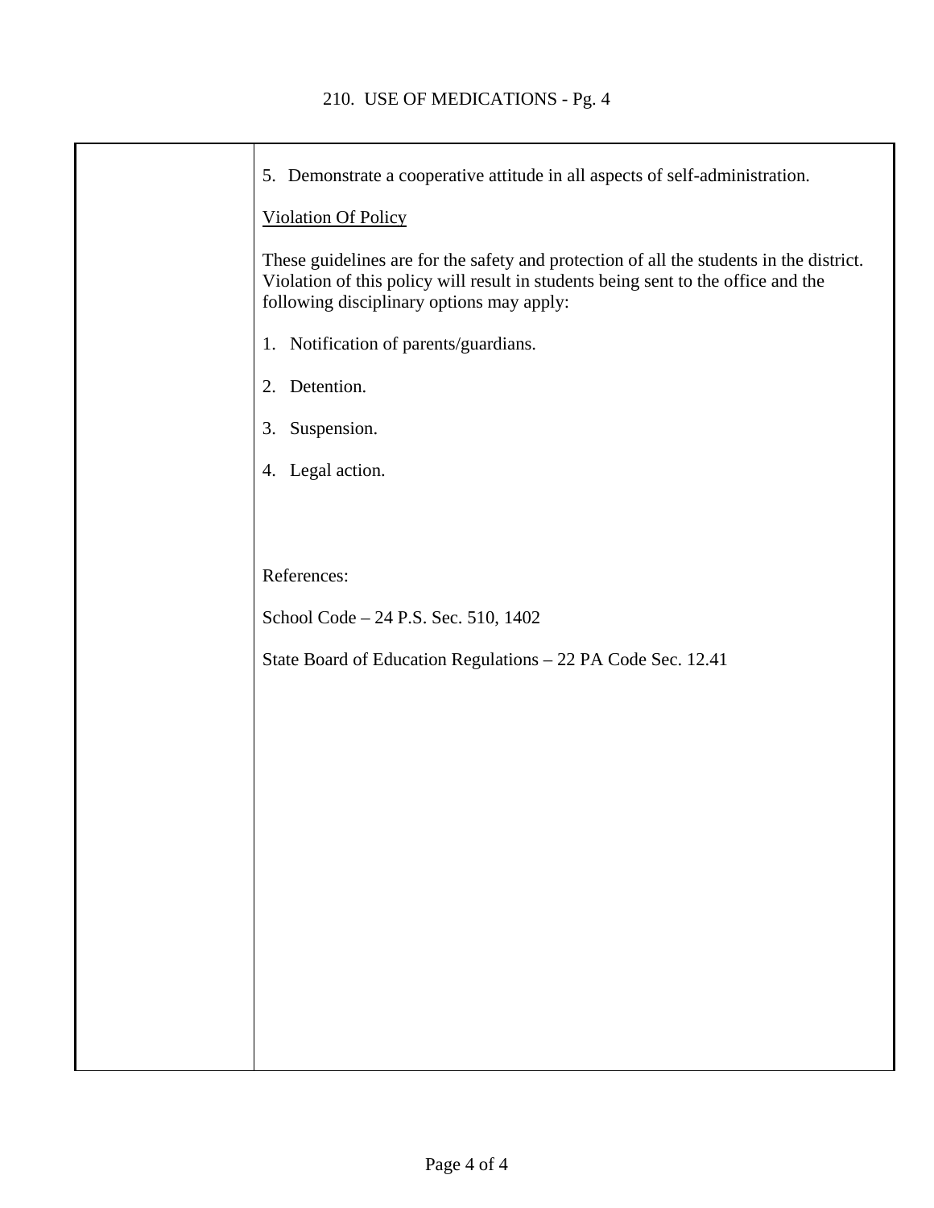5. Demonstrate a cooperative attitude in all aspects of self-administration.

Violation Of Policy

These guidelines are for the safety and protection of all the students in the district. Violation of this policy will result in students being sent to the office and the following disciplinary options may apply:

1. Notification of parents/guardians.

2. Detention.

3. Suspension.

4. Legal action.

References:

School Code – 24 P.S. Sec. 510, 1402

State Board of Education Regulations – 22 PA Code Sec. 12.41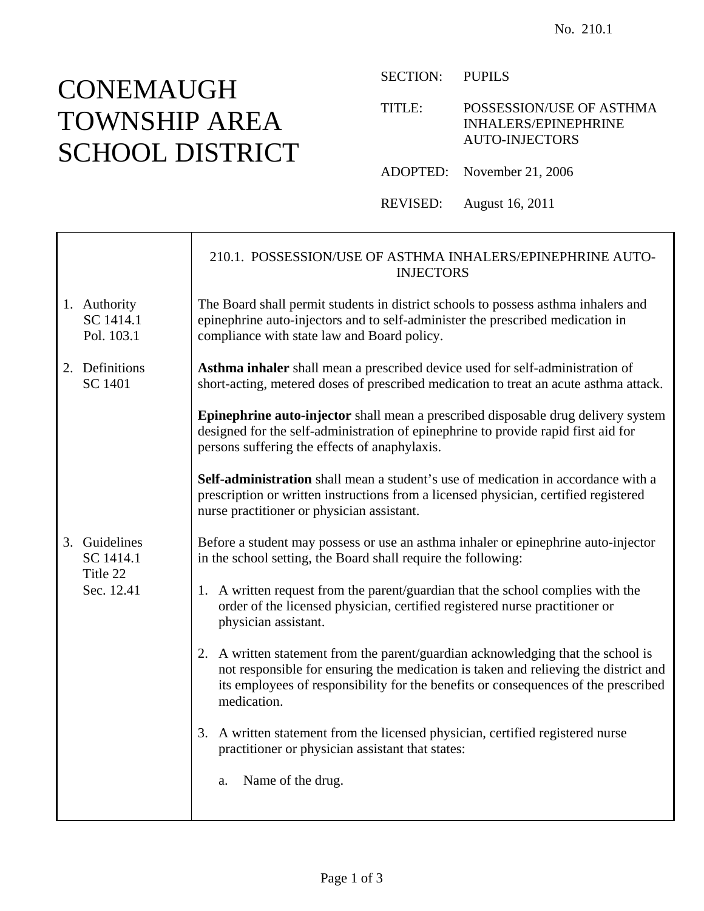No. 210.1

# CONEMAUGH TOWNSHIP AREA SCHOOL DISTRICT

SECTION: PUPILS

TITLE: POSSESSION/USE OF ASTHMA INHALERS/EPINEPHRINE AUTO-INJECTORS

ADOPTED: November 21, 2006

REVISED: August 16, 2011

## 210.1. POSSESSION/USE OF ASTHMA INHALERS/EPINEPHRINE AUTO-INJECTORS

**1. Authority**
SC 1414.1
Pol. 103.1

The Board shall permit students in district schools to possess asthma inhalers and epinephrine auto-injectors and to self-administer the prescribed medication in compliance with state law and Board policy.

**2. Definitions**
SC 1401

**Asthma inhaler** shall mean a prescribed device used for self-administration of short-acting, metered doses of prescribed medication to treat an acute asthma attack.

**Epinephrine auto-injector** shall mean a prescribed disposable drug delivery system designed for the self-administration of epinephrine to provide rapid first aid for persons suffering the effects of anaphylaxis.

**Self-administration** shall mean a student's use of medication in accordance with a prescription or written instructions from a licensed physician, certified registered nurse practitioner or physician assistant.

**3. Guidelines**
SC 1414.1
Title 22
Sec. 12.41

Before a student may possess or use an asthma inhaler or epinephrine auto-injector in the school setting, the Board shall require the following:

1. A written request from the parent/guardian that the school complies with the order of the licensed physician, certified registered nurse practitioner or physician assistant.

2. A written statement from the parent/guardian acknowledging that the school is not responsible for ensuring the medication is taken and relieving the district and its employees of responsibility for the benefits or consequences of the prescribed medication.

3. A written statement from the licensed physician, certified registered nurse practitioner or physician assistant that states:

   a. Name of the drug.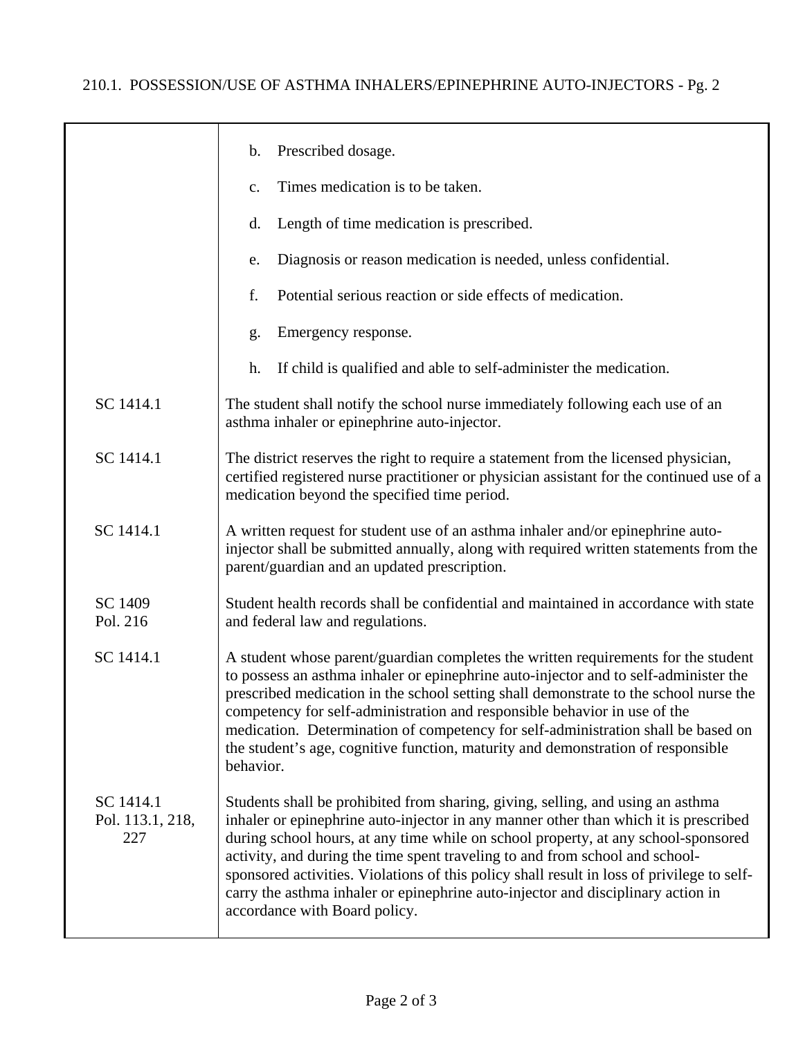| | |
|---|---|
| | b. Prescribed dosage.<br><br>c. Times medication is to be taken.<br><br>d. Length of time medication is prescribed.<br><br>e. Diagnosis or reason medication is needed, unless confidential.<br><br>f. Potential serious reaction or side effects of medication.<br><br>g. Emergency response.<br><br>h. If child is qualified and able to self-administer the medication. |
| SC 1414.1 | The student shall notify the school nurse immediately following each use of an asthma inhaler or epinephrine auto-injector. |
| SC 1414.1 | The district reserves the right to require a statement from the licensed physician, certified registered nurse practitioner or physician assistant for the continued use of a medication beyond the specified time period. |
| SC 1414.1 | A written request for student use of an asthma inhaler and/or epinephrine auto-injector shall be submitted annually, along with required written statements from the parent/guardian and an updated prescription. |
| SC 1409<br>Pol. 216 | Student health records shall be confidential and maintained in accordance with state and federal law and regulations. |
| SC 1414.1 | A student whose parent/guardian completes the written requirements for the student to possess an asthma inhaler or epinephrine auto-injector and to self-administer the prescribed medication in the school setting shall demonstrate to the school nurse the competency for self-administration and responsible behavior in use of the medication. Determination of competency for self-administration shall be based on the student's age, cognitive function, maturity and demonstration of responsible behavior. |
| SC 1414.1<br>Pol. 113.1, 218, 227 | Students shall be prohibited from sharing, giving, selling, and using an asthma inhaler or epinephrine auto-injector in any manner other than which it is prescribed during school hours, at any time while on school property, at any school-sponsored activity, and during the time spent traveling to and from school and school-sponsored activities. Violations of this policy shall result in loss of privilege to self-carry the asthma inhaler or epinephrine auto-injector and disciplinary action in accordance with Board policy. |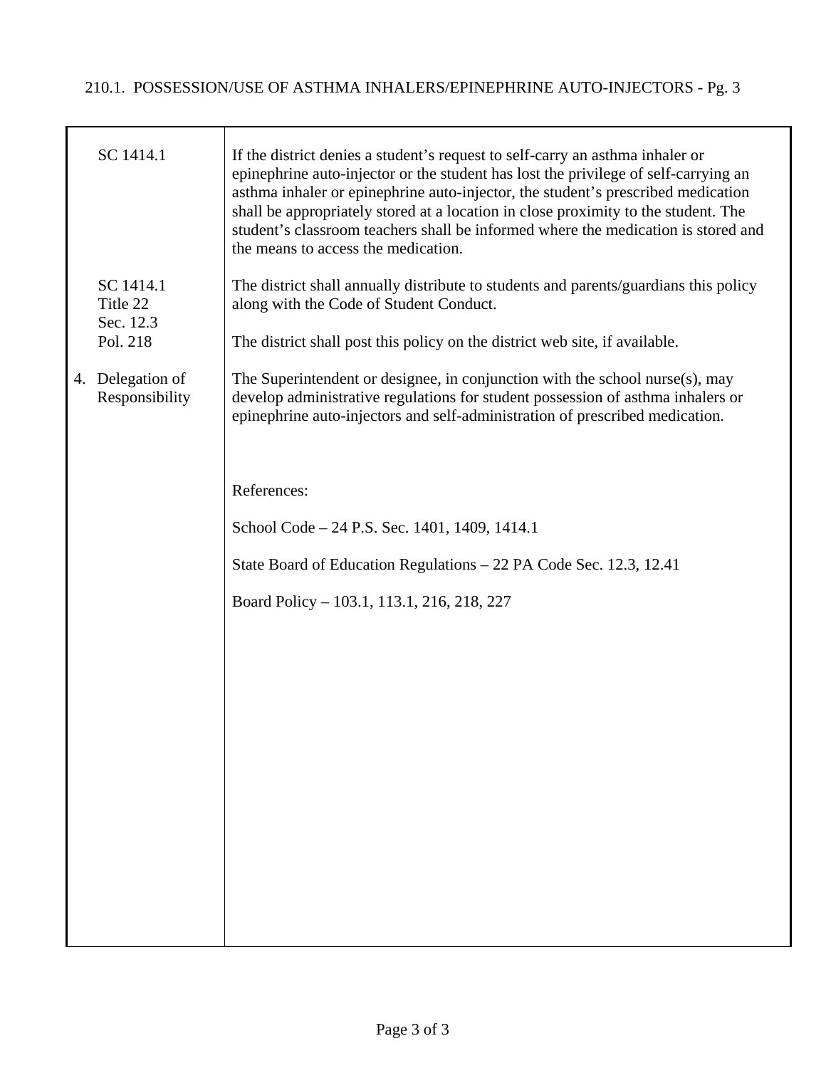| | |
|---|---|
| SC 1414.1 | If the district denies a student's request to self-carry an asthma inhaler or epinephrine auto-injector or the student has lost the privilege of self-carrying an asthma inhaler or epinephrine auto-injector, the student's prescribed medication shall be appropriately stored at a location in close proximity to the student. The student's classroom teachers shall be informed where the medication is stored and the means to access the medication. |
| SC 1414.1<br>Title 22<br>Sec. 12.3<br>Pol. 218 | The district shall annually distribute to students and parents/guardians this policy along with the Code of Student Conduct.<br><br>The district shall post this policy on the district web site, if available. |
| 4. Delegation of Responsibility | The Superintendent or designee, in conjunction with the school nurse(s), may develop administrative regulations for student possession of asthma inhalers or epinephrine auto-injectors and self-administration of prescribed medication. |
| | References:<br><br>School Code – 24 P.S. Sec. 1401, 1409, 1414.1<br><br>State Board of Education Regulations – 22 PA Code Sec. 12.3, 12.41<br><br>Board Policy – 103.1, 113.1, 216, 218, 227 |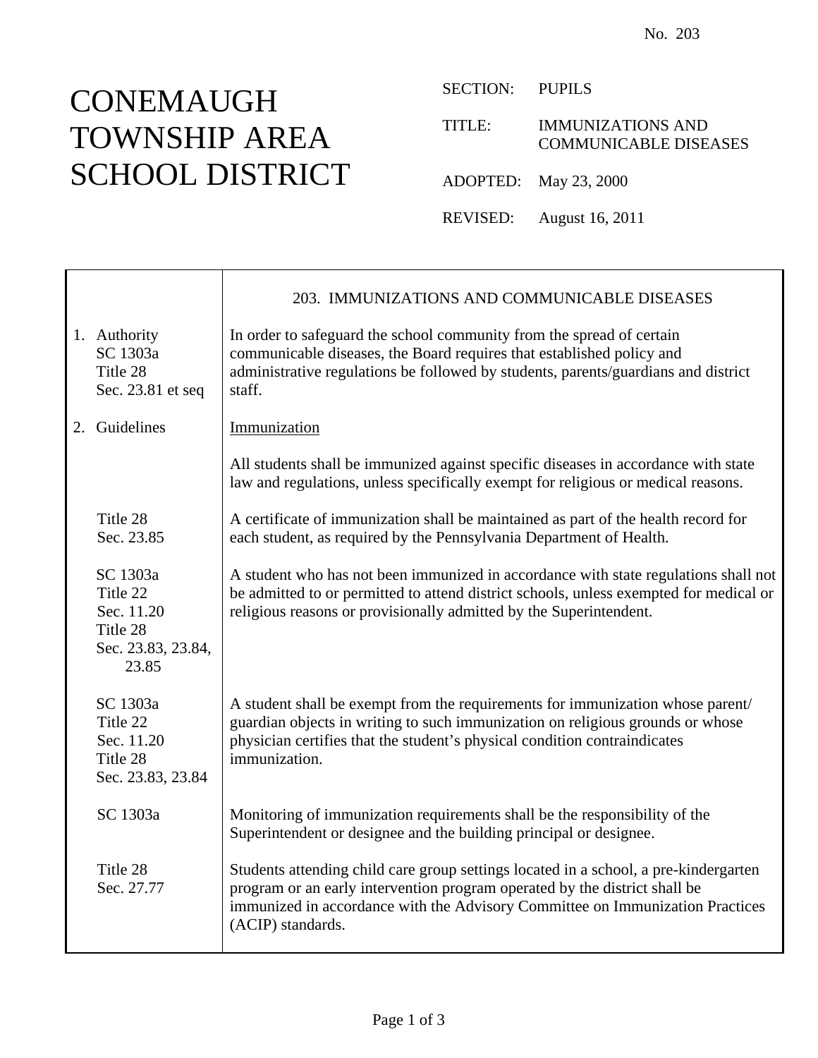No. 203

# CONEMAUGH TOWNSHIP AREA SCHOOL DISTRICT

SECTION: PUPILS

TITLE: IMMUNIZATIONS AND COMMUNICABLE DISEASES

ADOPTED: May 23, 2000

REVISED: August 16, 2011

## 203. IMMUNIZATIONS AND COMMUNICABLE DISEASES

| | |
|---|---|
| 1. Authority<br>SC 1303a<br>Title 28<br>Sec. 23.81 et seq | In order to safeguard the school community from the spread of certain communicable diseases, the Board requires that established policy and administrative regulations be followed by students, parents/guardians and district staff. |
| 2. Guidelines | Immunization |
| | All students shall be immunized against specific diseases in accordance with state law and regulations, unless specifically exempt for religious or medical reasons. |
| Title 28<br>Sec. 23.85 | A certificate of immunization shall be maintained as part of the health record for each student, as required by the Pennsylvania Department of Health. |
| SC 1303a<br>Title 22<br>Sec. 11.20<br>Title 28<br>Sec. 23.83, 23.84, 23.85 | A student who has not been immunized in accordance with state regulations shall not be admitted to or permitted to attend district schools, unless exempted for medical or religious reasons or provisionally admitted by the Superintendent. |
| SC 1303a<br>Title 22<br>Sec. 11.20<br>Title 28<br>Sec. 23.83, 23.84 | A student shall be exempt from the requirements for immunization whose parent/guardian objects in writing to such immunization on religious grounds or whose physician certifies that the student's physical condition contraindicates immunization. |
| SC 1303a | Monitoring of immunization requirements shall be the responsibility of the Superintendent or designee and the building principal or designee. |
| Title 28<br>Sec. 27.77 | Students attending child care group settings located in a school, a pre-kindergarten program or an early intervention program operated by the district shall be immunized in accordance with the Advisory Committee on Immunization Practices (ACIP) standards. |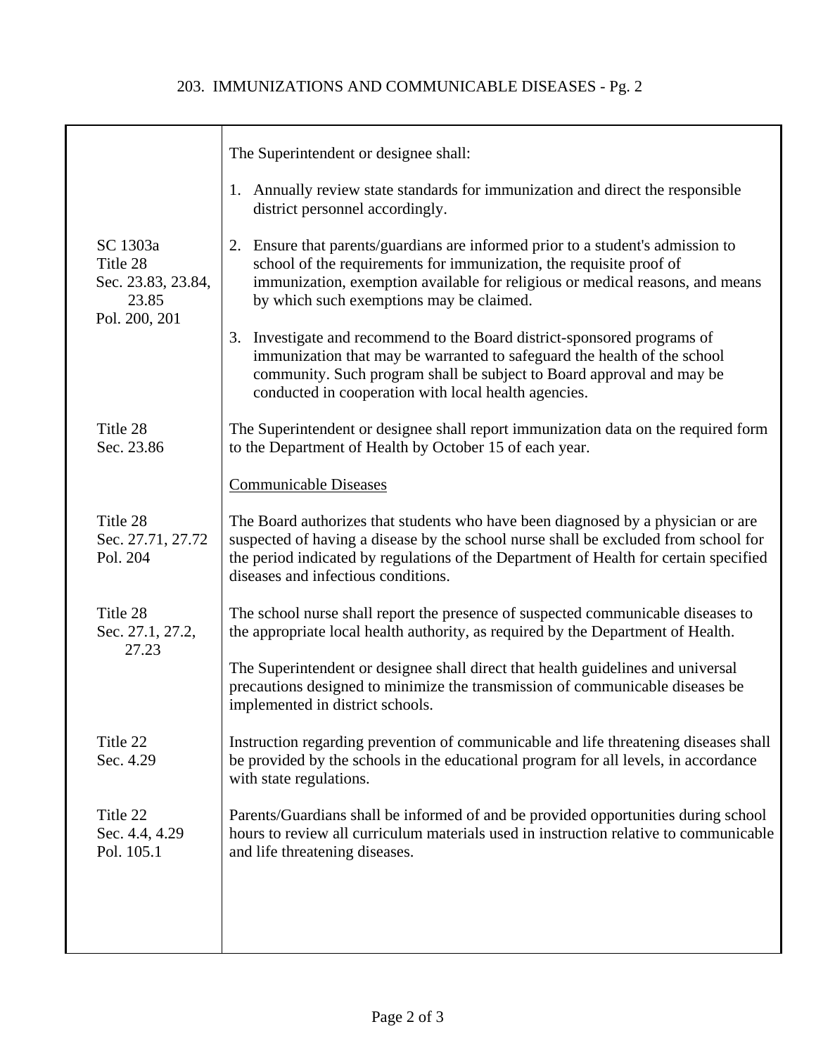| | |
|---|---|
| | The Superintendent or designee shall:<br><br>1. Annually review state standards for immunization and direct the responsible district personnel accordingly. |
| SC 1303a<br>Title 28<br>Sec. 23.83, 23.84, 23.85<br>Pol. 200, 201 | 2. Ensure that parents/guardians are informed prior to a student's admission to school of the requirements for immunization, the requisite proof of immunization, exemption available for religious or medical reasons, and means by which such exemptions may be claimed.<br><br>3. Investigate and recommend to the Board district-sponsored programs of immunization that may be warranted to safeguard the health of the school community. Such program shall be subject to Board approval and may be conducted in cooperation with local health agencies. |
| Title 28<br>Sec. 23.86 | The Superintendent or designee shall report immunization data on the required form to the Department of Health by October 15 of each year.<br><br><u>Communicable Diseases</u> |
| Title 28<br>Sec. 27.71, 27.72<br>Pol. 204 | The Board authorizes that students who have been diagnosed by a physician or are suspected of having a disease by the school nurse shall be excluded from school for the period indicated by regulations of the Department of Health for certain specified diseases and infectious conditions. |
| Title 28<br>Sec. 27.1, 27.2, 27.23 | The school nurse shall report the presence of suspected communicable diseases to the appropriate local health authority, as required by the Department of Health.<br><br>The Superintendent or designee shall direct that health guidelines and universal precautions designed to minimize the transmission of communicable diseases be implemented in district schools. |
| Title 22<br>Sec. 4.29 | Instruction regarding prevention of communicable and life threatening diseases shall be provided by the schools in the educational program for all levels, in accordance with state regulations. |
| Title 22<br>Sec. 4.4, 4.29<br>Pol. 105.1 | Parents/Guardians shall be informed of and be provided opportunities during school hours to review all curriculum materials used in instruction relative to communicable and life threatening diseases. |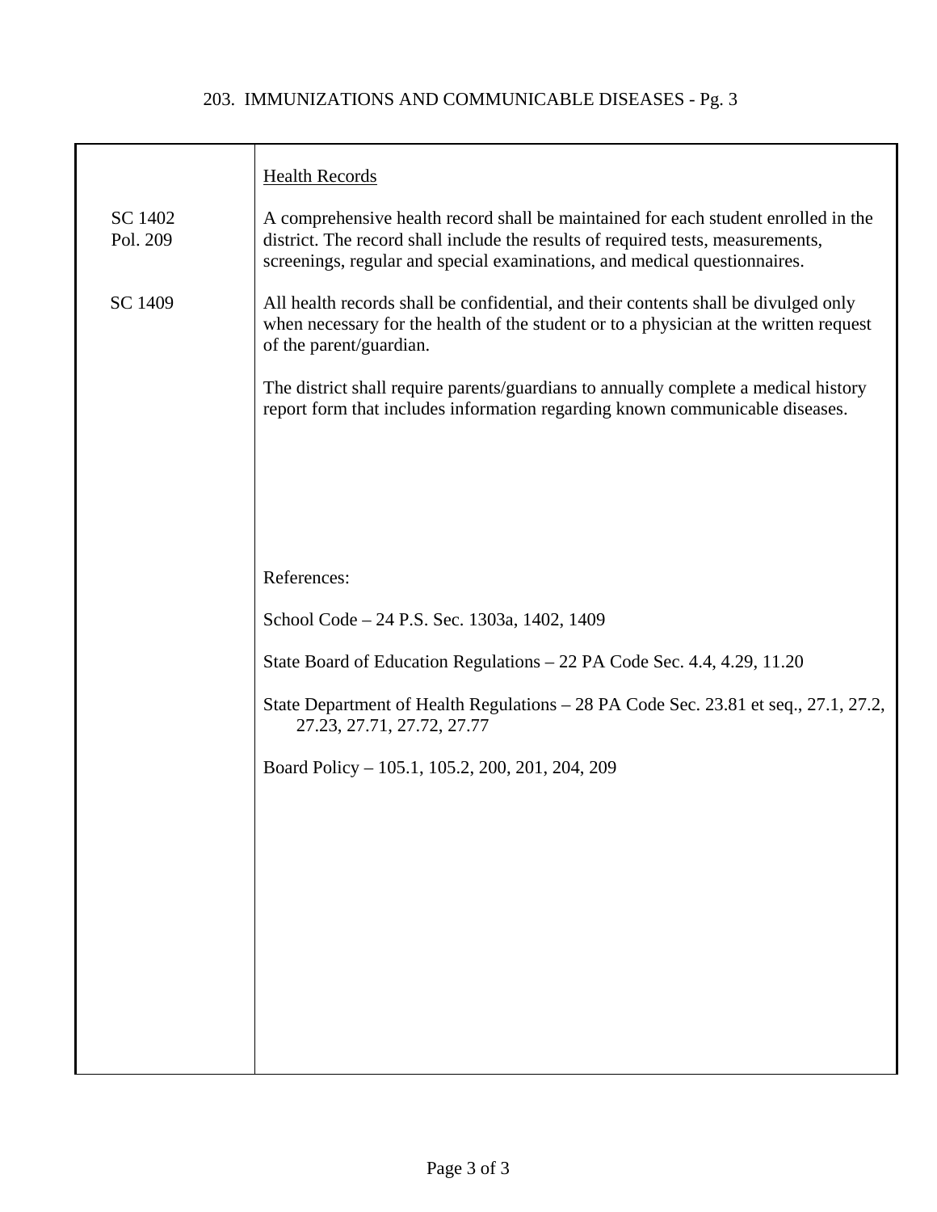| | |
|---|---|
| | Health Records |
| SC 1402<br>Pol. 209 | A comprehensive health record shall be maintained for each student enrolled in the district. The record shall include the results of required tests, measurements, screenings, regular and special examinations, and medical questionnaires. |
| SC 1409 | All health records shall be confidential, and their contents shall be divulged only when necessary for the health of the student or to a physician at the written request of the parent/guardian. |
| | The district shall require parents/guardians to annually complete a medical history report form that includes information regarding known communicable diseases. |

References:

School Code – 24 P.S. Sec. 1303a, 1402, 1409

State Board of Education Regulations – 22 PA Code Sec. 4.4, 4.29, 11.20

State Department of Health Regulations – 28 PA Code Sec. 23.81 et seq., 27.1, 27.2, 27.23, 27.71, 27.72, 27.77

Board Policy – 105.1, 105.2, 200, 201, 204, 209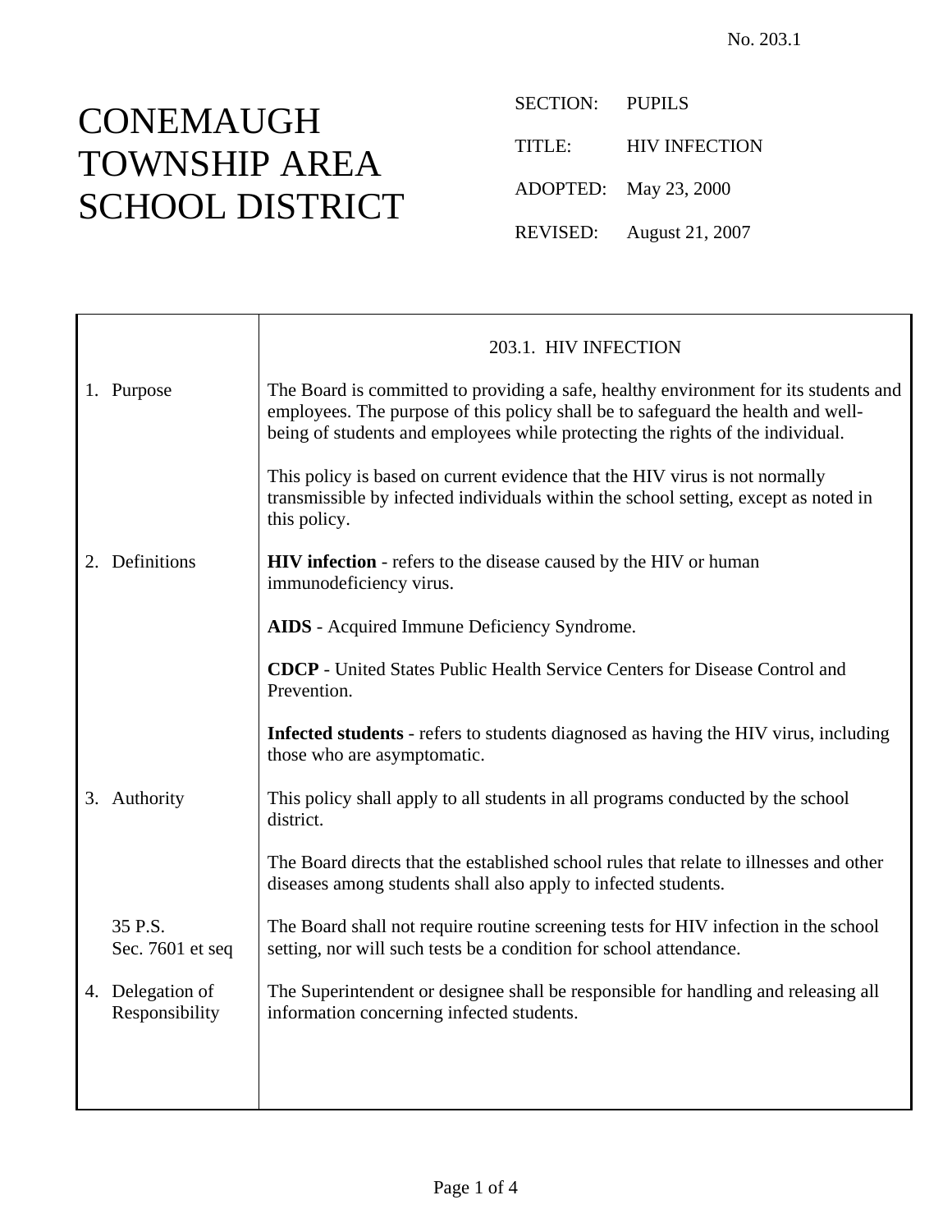No. 203.1

# CONEMAUGH TOWNSHIP AREA SCHOOL DISTRICT

SECTION: PUPILS

TITLE: HIV INFECTION

ADOPTED: May 23, 2000

REVISED: August 21, 2007

## 203.1. HIV INFECTION

### 1. Purpose

The Board is committed to providing a safe, healthy environment for its students and employees. The purpose of this policy shall be to safeguard the health and well-being of students and employees while protecting the rights of the individual.

This policy is based on current evidence that the HIV virus is not normally transmissible by infected individuals within the school setting, except as noted in this policy.

### 2. Definitions

**HIV infection** - refers to the disease caused by the HIV or human immunodeficiency virus.

**AIDS** - Acquired Immune Deficiency Syndrome.

**CDCP** - United States Public Health Service Centers for Disease Control and Prevention.

**Infected students** - refers to students diagnosed as having the HIV virus, including those who are asymptomatic.

### 3. Authority

This policy shall apply to all students in all programs conducted by the school district.

The Board directs that the established school rules that relate to illnesses and other diseases among students shall also apply to infected students.

35 P.S. Sec. 7601 et seq

The Board shall not require routine screening tests for HIV infection in the school setting, nor will such tests be a condition for school attendance.

### 4. Delegation of Responsibility

The Superintendent or designee shall be responsible for handling and releasing all information concerning infected students.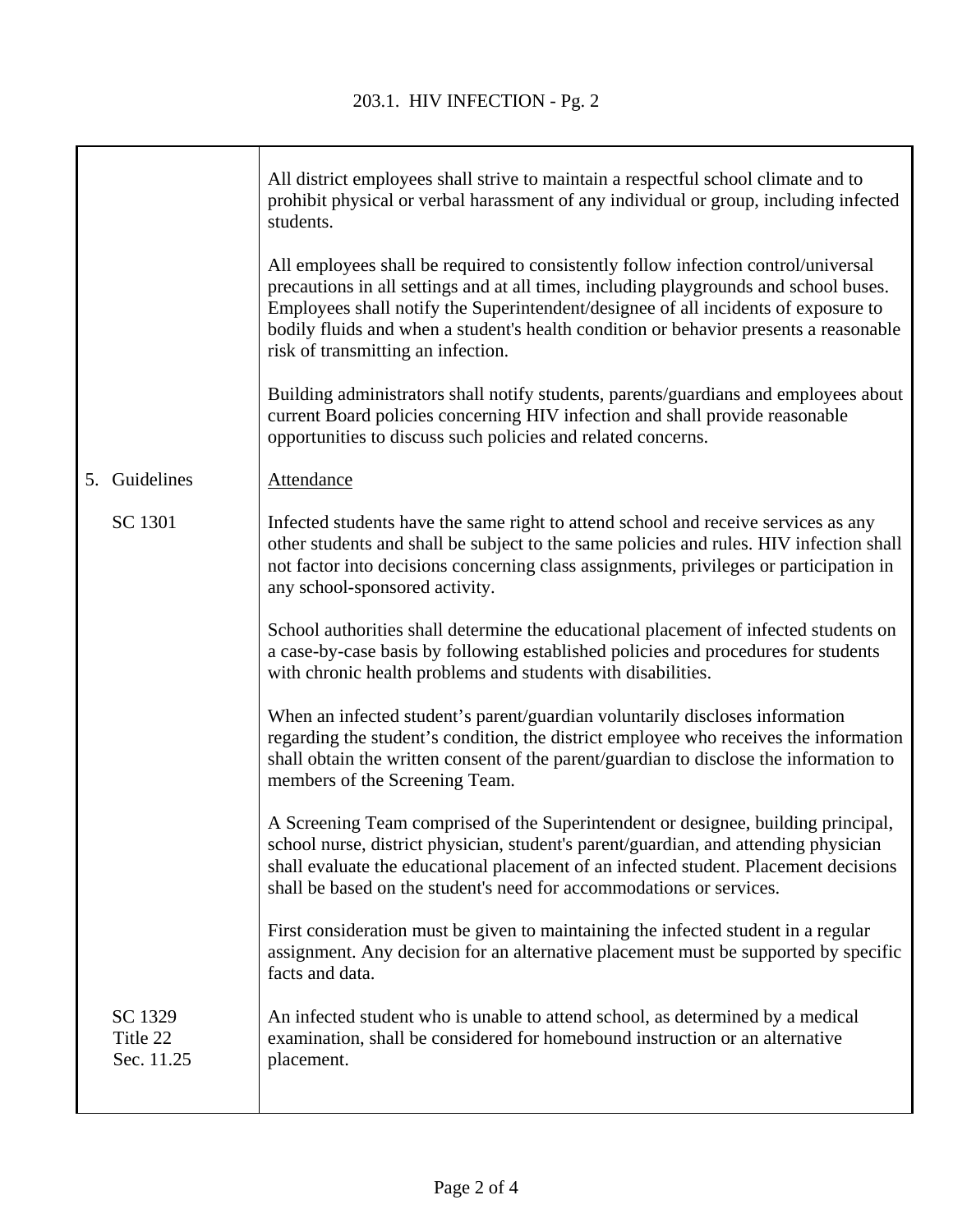All district employees shall strive to maintain a respectful school climate and to prohibit physical or verbal harassment of any individual or group, including infected students.

All employees shall be required to consistently follow infection control/universal precautions in all settings and at all times, including playgrounds and school buses. Employees shall notify the Superintendent/designee of all incidents of exposure to bodily fluids and when a student's health condition or behavior presents a reasonable risk of transmitting an infection.

Building administrators shall notify students, parents/guardians and employees about current Board policies concerning HIV infection and shall provide reasonable opportunities to discuss such policies and related concerns.

## 5. Guidelines

Attendance

SC 1301

Infected students have the same right to attend school and receive services as any other students and shall be subject to the same policies and rules. HIV infection shall not factor into decisions concerning class assignments, privileges or participation in any school-sponsored activity.

School authorities shall determine the educational placement of infected students on a case-by-case basis by following established policies and procedures for students with chronic health problems and students with disabilities.

When an infected student's parent/guardian voluntarily discloses information regarding the student's condition, the district employee who receives the information shall obtain the written consent of the parent/guardian to disclose the information to members of the Screening Team.

A Screening Team comprised of the Superintendent or designee, building principal, school nurse, district physician, student's parent/guardian, and attending physician shall evaluate the educational placement of an infected student. Placement decisions shall be based on the student's need for accommodations or services.

First consideration must be given to maintaining the infected student in a regular assignment. Any decision for an alternative placement must be supported by specific facts and data.

SC 1329
Title 22
Sec. 11.25

An infected student who is unable to attend school, as determined by a medical examination, shall be considered for homebound instruction or an alternative placement.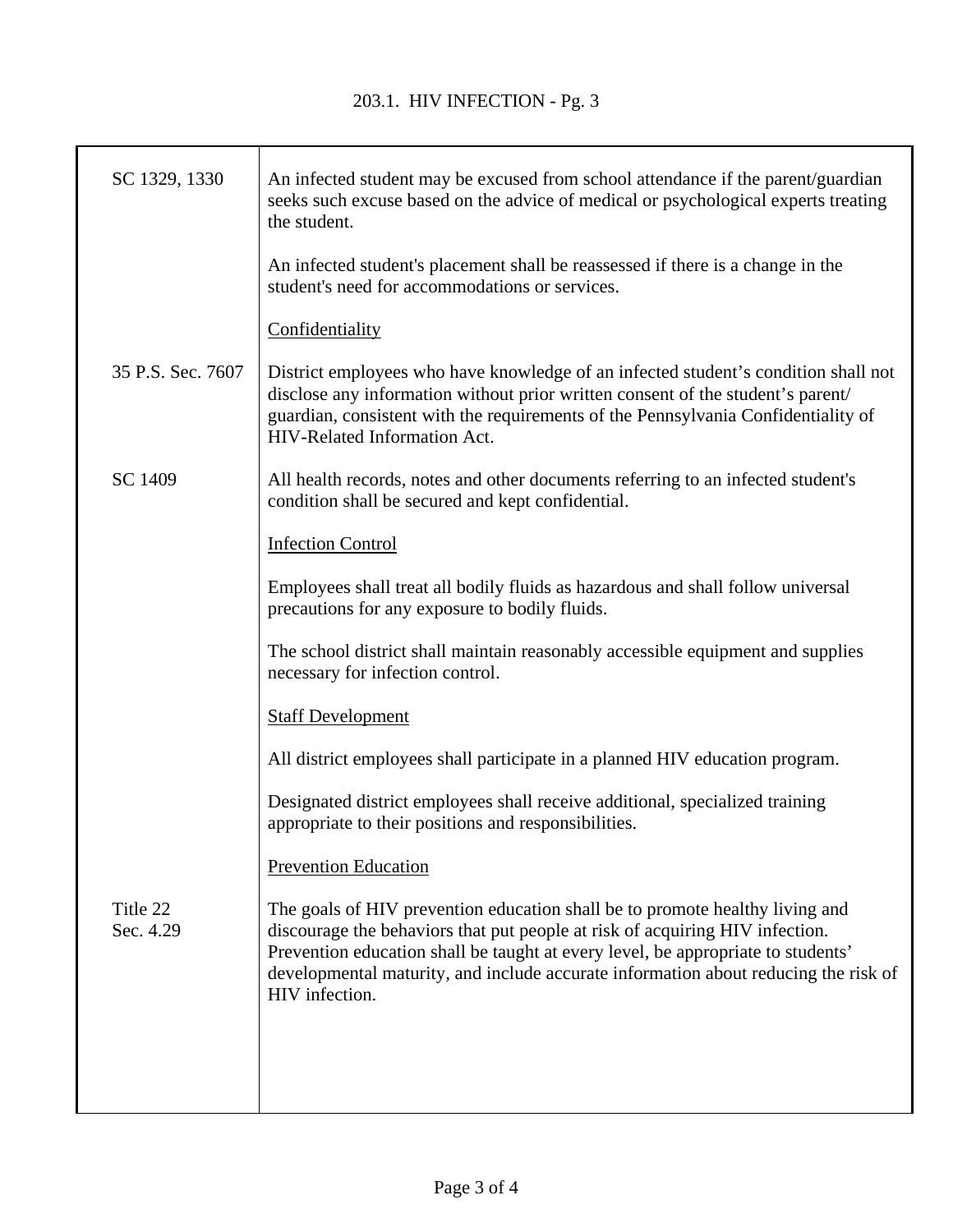| | |
|---|---|
| SC 1329, 1330 | An infected student may be excused from school attendance if the parent/guardian seeks such excuse based on the advice of medical or psychological experts treating the student. |
| | An infected student's placement shall be reassessed if there is a change in the student's need for accommodations or services. |
| | Confidentiality |
| 35 P.S. Sec. 7607 | District employees who have knowledge of an infected student's condition shall not disclose any information without prior written consent of the student's parent/guardian, consistent with the requirements of the Pennsylvania Confidentiality of HIV-Related Information Act. |
| SC 1409 | All health records, notes and other documents referring to an infected student's condition shall be secured and kept confidential. |
| | Infection Control |
| | Employees shall treat all bodily fluids as hazardous and shall follow universal precautions for any exposure to bodily fluids. |
| | The school district shall maintain reasonably accessible equipment and supplies necessary for infection control. |
| | Staff Development |
| | All district employees shall participate in a planned HIV education program. |
| | Designated district employees shall receive additional, specialized training appropriate to their positions and responsibilities. |
| | Prevention Education |
| Title 22 Sec. 4.29 | The goals of HIV prevention education shall be to promote healthy living and discourage the behaviors that put people at risk of acquiring HIV infection. Prevention education shall be taught at every level, be appropriate to students' developmental maturity, and include accurate information about reducing the risk of HIV infection. |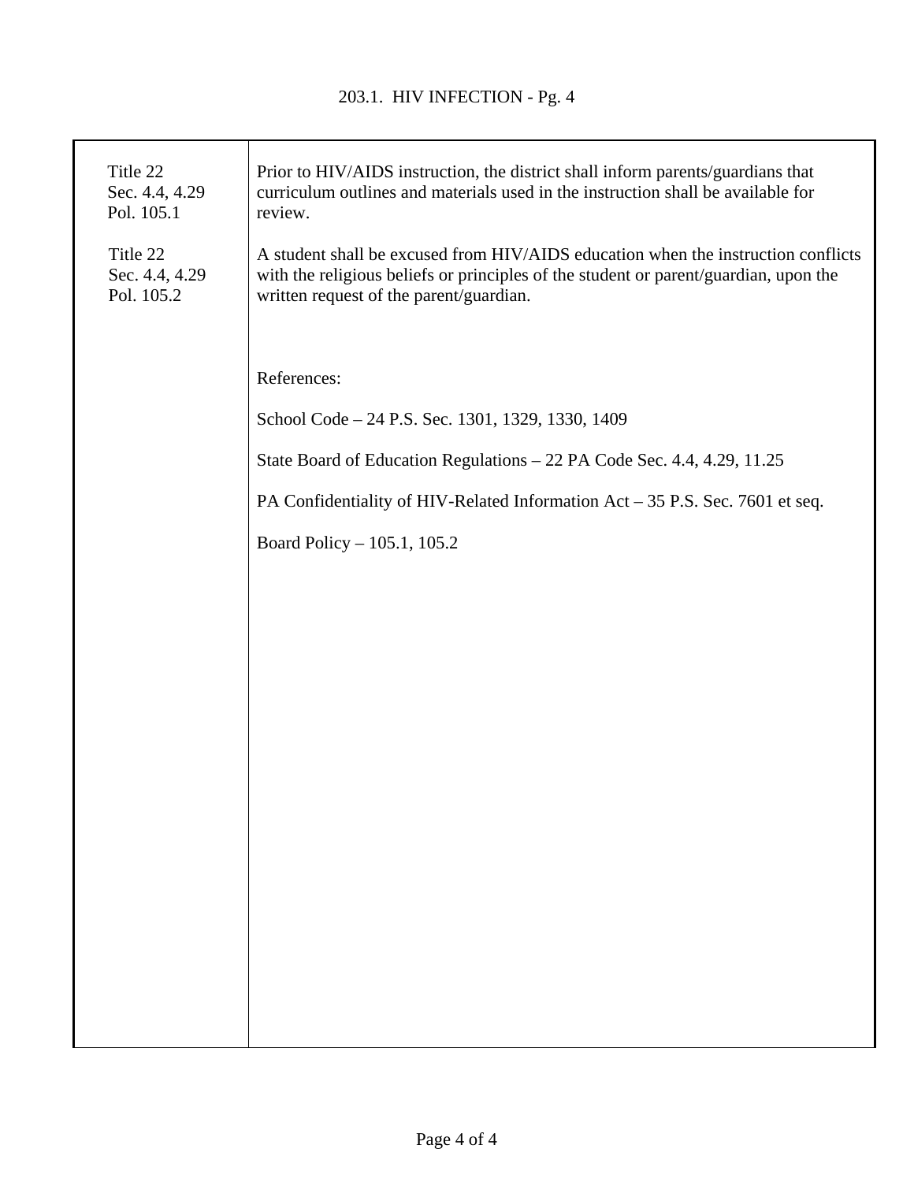| | |
|---|---|
| Title 22<br>Sec. 4.4, 4.29<br>Pol. 105.1 | Prior to HIV/AIDS instruction, the district shall inform parents/guardians that curriculum outlines and materials used in the instruction shall be available for review. |
| Title 22<br>Sec. 4.4, 4.29<br>Pol. 105.2 | A student shall be excused from HIV/AIDS education when the instruction conflicts with the religious beliefs or principles of the student or parent/guardian, upon the written request of the parent/guardian. |

References:

School Code – 24 P.S. Sec. 1301, 1329, 1330, 1409

State Board of Education Regulations – 22 PA Code Sec. 4.4, 4.29, 11.25

PA Confidentiality of HIV-Related Information Act – 35 P.S. Sec. 7601 et seq.

Board Policy – 105.1, 105.2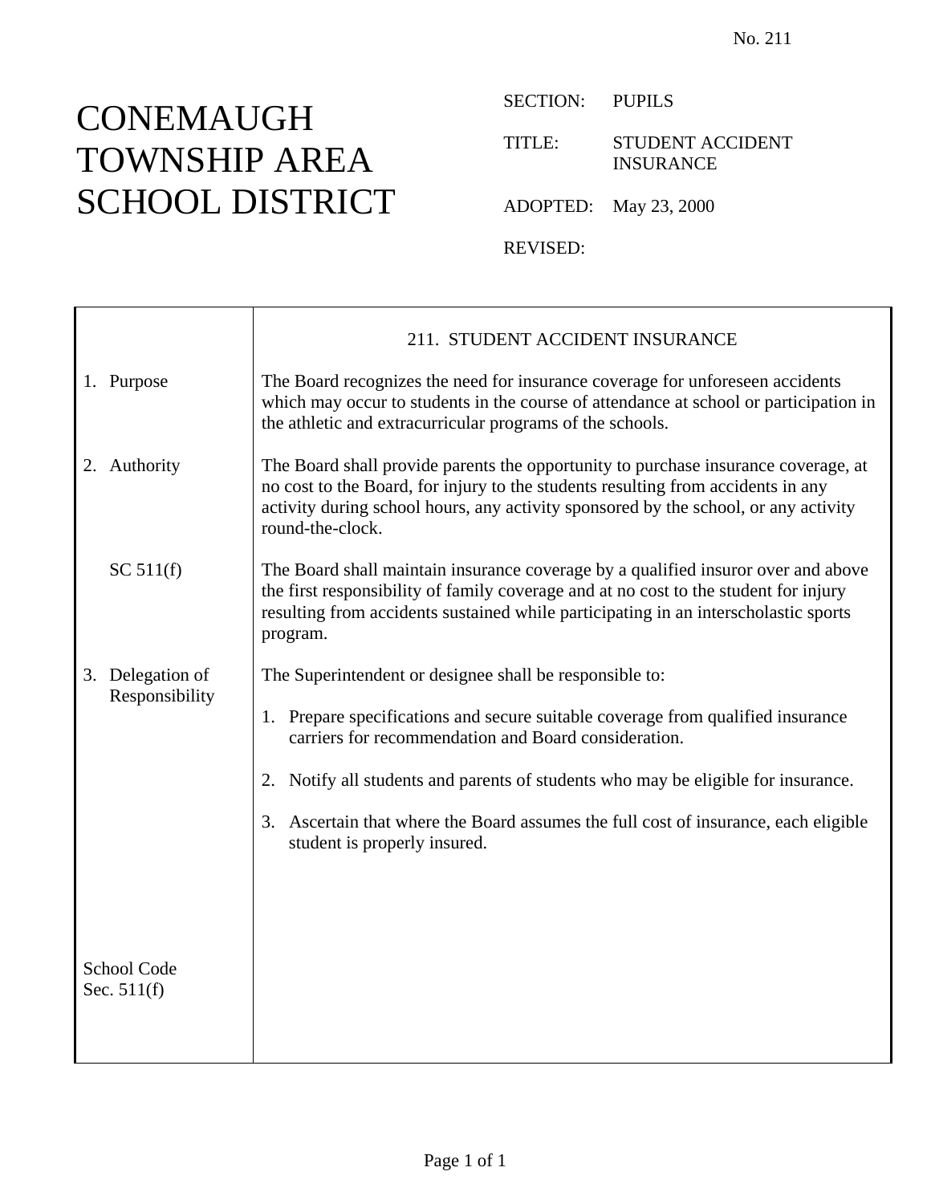No. 211

# CONEMAUGH TOWNSHIP AREA SCHOOL DISTRICT

SECTION: PUPILS

TITLE: STUDENT ACCIDENT INSURANCE

ADOPTED: May 23, 2000

REVISED:

## 211. STUDENT ACCIDENT INSURANCE

**1. Purpose**

The Board recognizes the need for insurance coverage for unforeseen accidents which may occur to students in the course of attendance at school or participation in the athletic and extracurricular programs of the schools.

**2. Authority**

The Board shall provide parents the opportunity to purchase insurance coverage, at no cost to the Board, for injury to the students resulting from accidents in any activity during school hours, any activity sponsored by the school, or any activity round-the-clock.

SC 511(f)

The Board shall maintain insurance coverage by a qualified insuror over and above the first responsibility of family coverage and at no cost to the student for injury resulting from accidents sustained while participating in an interscholastic sports program.

**3. Delegation of Responsibility**

The Superintendent or designee shall be responsible to:

1. Prepare specifications and secure suitable coverage from qualified insurance carriers for recommendation and Board consideration.

2. Notify all students and parents of students who may be eligible for insurance.

3. Ascertain that where the Board assumes the full cost of insurance, each eligible student is properly insured.

School Code Sec. 511(f)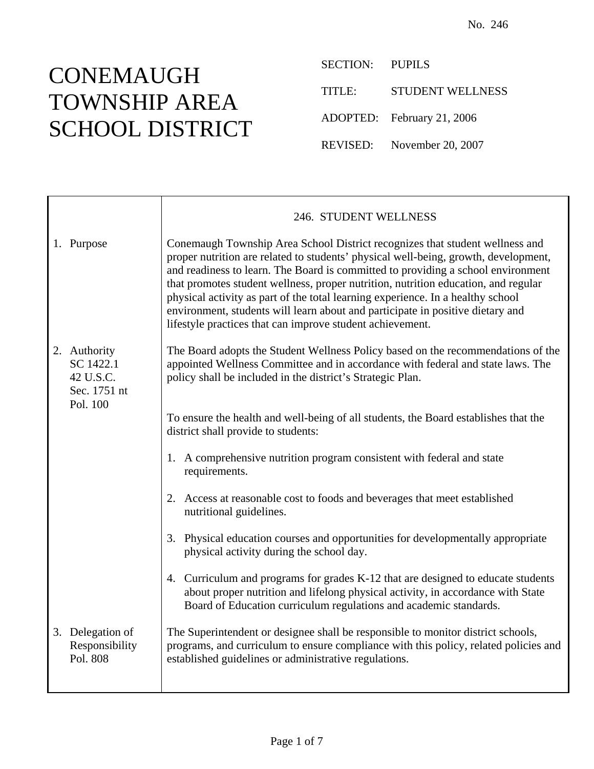No. 246

# CONEMAUGH TOWNSHIP AREA SCHOOL DISTRICT

SECTION: PUPILS

TITLE: STUDENT WELLNESS

ADOPTED: February 21, 2006

REVISED: November 20, 2007

## 246. STUDENT WELLNESS

**1. Purpose**

Conemaugh Township Area School District recognizes that student wellness and proper nutrition are related to students' physical well-being, growth, development, and readiness to learn. The Board is committed to providing a school environment that promotes student wellness, proper nutrition, nutrition education, and regular physical activity as part of the total learning experience. In a healthy school environment, students will learn about and participate in positive dietary and lifestyle practices that can improve student achievement.

**2. Authority**
SC 1422.1
42 U.S.C. Sec. 1751 nt
Pol. 100

The Board adopts the Student Wellness Policy based on the recommendations of the appointed Wellness Committee and in accordance with federal and state laws. The policy shall be included in the district's Strategic Plan.

To ensure the health and well-being of all students, the Board establishes that the district shall provide to students:

1. A comprehensive nutrition program consistent with federal and state requirements.
2. Access at reasonable cost to foods and beverages that meet established nutritional guidelines.
3. Physical education courses and opportunities for developmentally appropriate physical activity during the school day.
4. Curriculum and programs for grades K-12 that are designed to educate students about proper nutrition and lifelong physical activity, in accordance with State Board of Education curriculum regulations and academic standards.

**3. Delegation of Responsibility**
Pol. 808

The Superintendent or designee shall be responsible to monitor district schools, programs, and curriculum to ensure compliance with this policy, related policies and established guidelines or administrative regulations.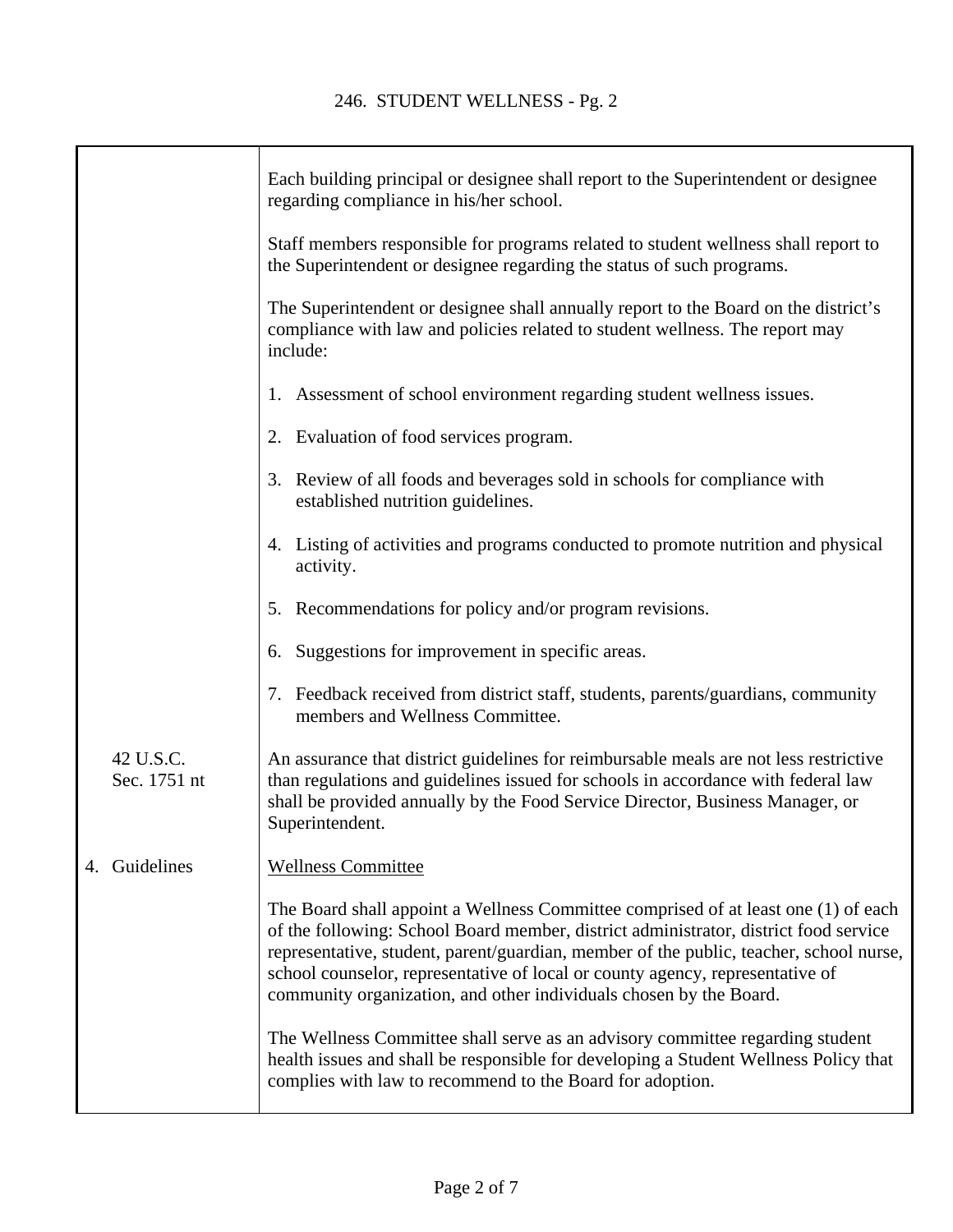Each building principal or designee shall report to the Superintendent or designee regarding compliance in his/her school.

Staff members responsible for programs related to student wellness shall report to the Superintendent or designee regarding the status of such programs.

The Superintendent or designee shall annually report to the Board on the district's compliance with law and policies related to student wellness. The report may include:

1. Assessment of school environment regarding student wellness issues.

2. Evaluation of food services program.

3. Review of all foods and beverages sold in schools for compliance with established nutrition guidelines.

4. Listing of activities and programs conducted to promote nutrition and physical activity.

5. Recommendations for policy and/or program revisions.

6. Suggestions for improvement in specific areas.

7. Feedback received from district staff, students, parents/guardians, community members and Wellness Committee.

42 U.S.C. Sec. 1751 nt

An assurance that district guidelines for reimbursable meals are not less restrictive than regulations and guidelines issued for schools in accordance with federal law shall be provided annually by the Food Service Director, Business Manager, or Superintendent.

## 4. Guidelines

Wellness Committee

The Board shall appoint a Wellness Committee comprised of at least one (1) of each of the following: School Board member, district administrator, district food service representative, student, parent/guardian, member of the public, teacher, school nurse, school counselor, representative of local or county agency, representative of community organization, and other individuals chosen by the Board.

The Wellness Committee shall serve as an advisory committee regarding student health issues and shall be responsible for developing a Student Wellness Policy that complies with law to recommend to the Board for adoption.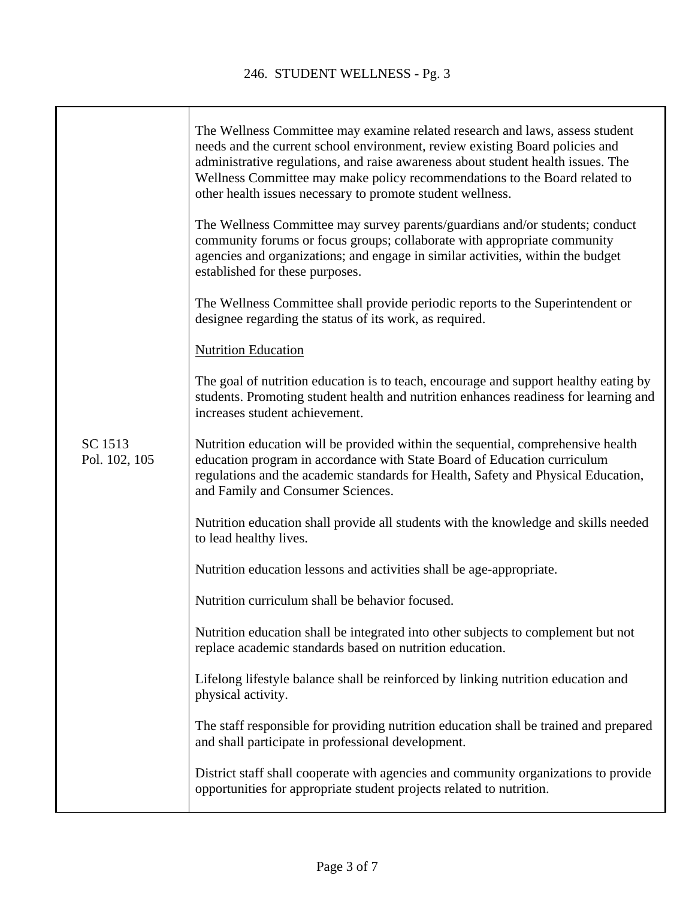The Wellness Committee may examine related research and laws, assess student needs and the current school environment, review existing Board policies and administrative regulations, and raise awareness about student health issues. The Wellness Committee may make policy recommendations to the Board related to other health issues necessary to promote student wellness.

The Wellness Committee may survey parents/guardians and/or students; conduct community forums or focus groups; collaborate with appropriate community agencies and organizations; and engage in similar activities, within the budget established for these purposes.

The Wellness Committee shall provide periodic reports to the Superintendent or designee regarding the status of its work, as required.

Nutrition Education

The goal of nutrition education is to teach, encourage and support healthy eating by students. Promoting student health and nutrition enhances readiness for learning and increases student achievement.

SC 1513
Pol. 102, 105

Nutrition education will be provided within the sequential, comprehensive health education program in accordance with State Board of Education curriculum regulations and the academic standards for Health, Safety and Physical Education, and Family and Consumer Sciences.

Nutrition education shall provide all students with the knowledge and skills needed to lead healthy lives.

Nutrition education lessons and activities shall be age-appropriate.

Nutrition curriculum shall be behavior focused.

Nutrition education shall be integrated into other subjects to complement but not replace academic standards based on nutrition education.

Lifelong lifestyle balance shall be reinforced by linking nutrition education and physical activity.

The staff responsible for providing nutrition education shall be trained and prepared and shall participate in professional development.

District staff shall cooperate with agencies and community organizations to provide opportunities for appropriate student projects related to nutrition.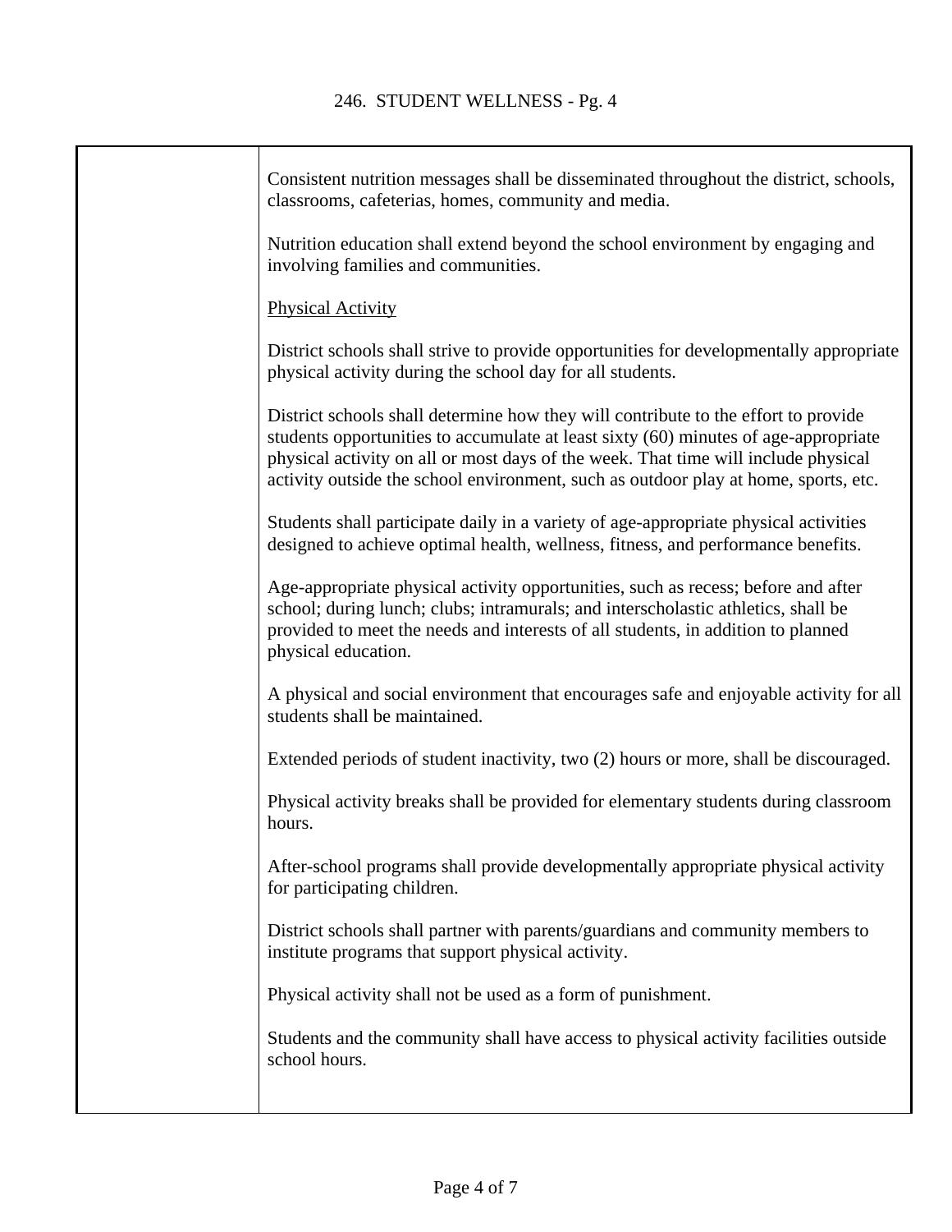Consistent nutrition messages shall be disseminated throughout the district, schools, classrooms, cafeterias, homes, community and media.

Nutrition education shall extend beyond the school environment by engaging and involving families and communities.

<u>Physical Activity</u>

District schools shall strive to provide opportunities for developmentally appropriate physical activity during the school day for all students.

District schools shall determine how they will contribute to the effort to provide students opportunities to accumulate at least sixty (60) minutes of age-appropriate physical activity on all or most days of the week. That time will include physical activity outside the school environment, such as outdoor play at home, sports, etc.

Students shall participate daily in a variety of age-appropriate physical activities designed to achieve optimal health, wellness, fitness, and performance benefits.

Age-appropriate physical activity opportunities, such as recess; before and after school; during lunch; clubs; intramurals; and interscholastic athletics, shall be provided to meet the needs and interests of all students, in addition to planned physical education.

A physical and social environment that encourages safe and enjoyable activity for all students shall be maintained.

Extended periods of student inactivity, two (2) hours or more, shall be discouraged.

Physical activity breaks shall be provided for elementary students during classroom hours.

After-school programs shall provide developmentally appropriate physical activity for participating children.

District schools shall partner with parents/guardians and community members to institute programs that support physical activity.

Physical activity shall not be used as a form of punishment.

Students and the community shall have access to physical activity facilities outside school hours.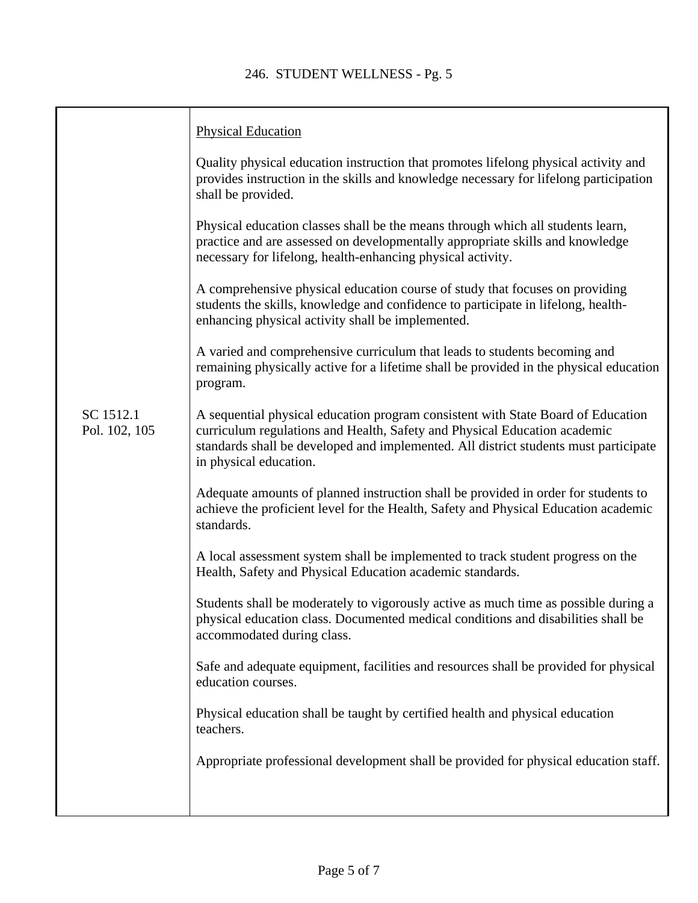## Physical Education

Quality physical education instruction that promotes lifelong physical activity and provides instruction in the skills and knowledge necessary for lifelong participation shall be provided.

Physical education classes shall be the means through which all students learn, practice and are assessed on developmentally appropriate skills and knowledge necessary for lifelong, health-enhancing physical activity.

A comprehensive physical education course of study that focuses on providing students the skills, knowledge and confidence to participate in lifelong, health-enhancing physical activity shall be implemented.

A varied and comprehensive curriculum that leads to students becoming and remaining physically active for a lifetime shall be provided in the physical education program.

SC 1512.1
Pol. 102, 105

A sequential physical education program consistent with State Board of Education curriculum regulations and Health, Safety and Physical Education academic standards shall be developed and implemented. All district students must participate in physical education.

Adequate amounts of planned instruction shall be provided in order for students to achieve the proficient level for the Health, Safety and Physical Education academic standards.

A local assessment system shall be implemented to track student progress on the Health, Safety and Physical Education academic standards.

Students shall be moderately to vigorously active as much time as possible during a physical education class. Documented medical conditions and disabilities shall be accommodated during class.

Safe and adequate equipment, facilities and resources shall be provided for physical education courses.

Physical education shall be taught by certified health and physical education teachers.

Appropriate professional development shall be provided for physical education staff.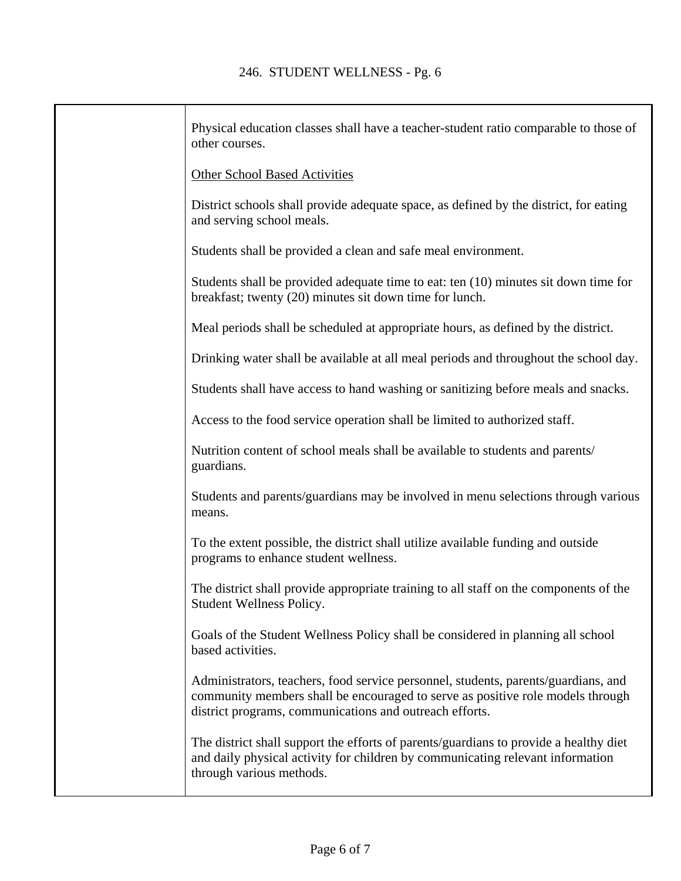Physical education classes shall have a teacher-student ratio comparable to those of other courses.

<u>Other School Based Activities</u>

District schools shall provide adequate space, as defined by the district, for eating and serving school meals.

Students shall be provided a clean and safe meal environment.

Students shall be provided adequate time to eat: ten (10) minutes sit down time for breakfast; twenty (20) minutes sit down time for lunch.

Meal periods shall be scheduled at appropriate hours, as defined by the district.

Drinking water shall be available at all meal periods and throughout the school day.

Students shall have access to hand washing or sanitizing before meals and snacks.

Access to the food service operation shall be limited to authorized staff.

Nutrition content of school meals shall be available to students and parents/ guardians.

Students and parents/guardians may be involved in menu selections through various means.

To the extent possible, the district shall utilize available funding and outside programs to enhance student wellness.

The district shall provide appropriate training to all staff on the components of the Student Wellness Policy.

Goals of the Student Wellness Policy shall be considered in planning all school based activities.

Administrators, teachers, food service personnel, students, parents/guardians, and community members shall be encouraged to serve as positive role models through district programs, communications and outreach efforts.

The district shall support the efforts of parents/guardians to provide a healthy diet and daily physical activity for children by communicating relevant information through various methods.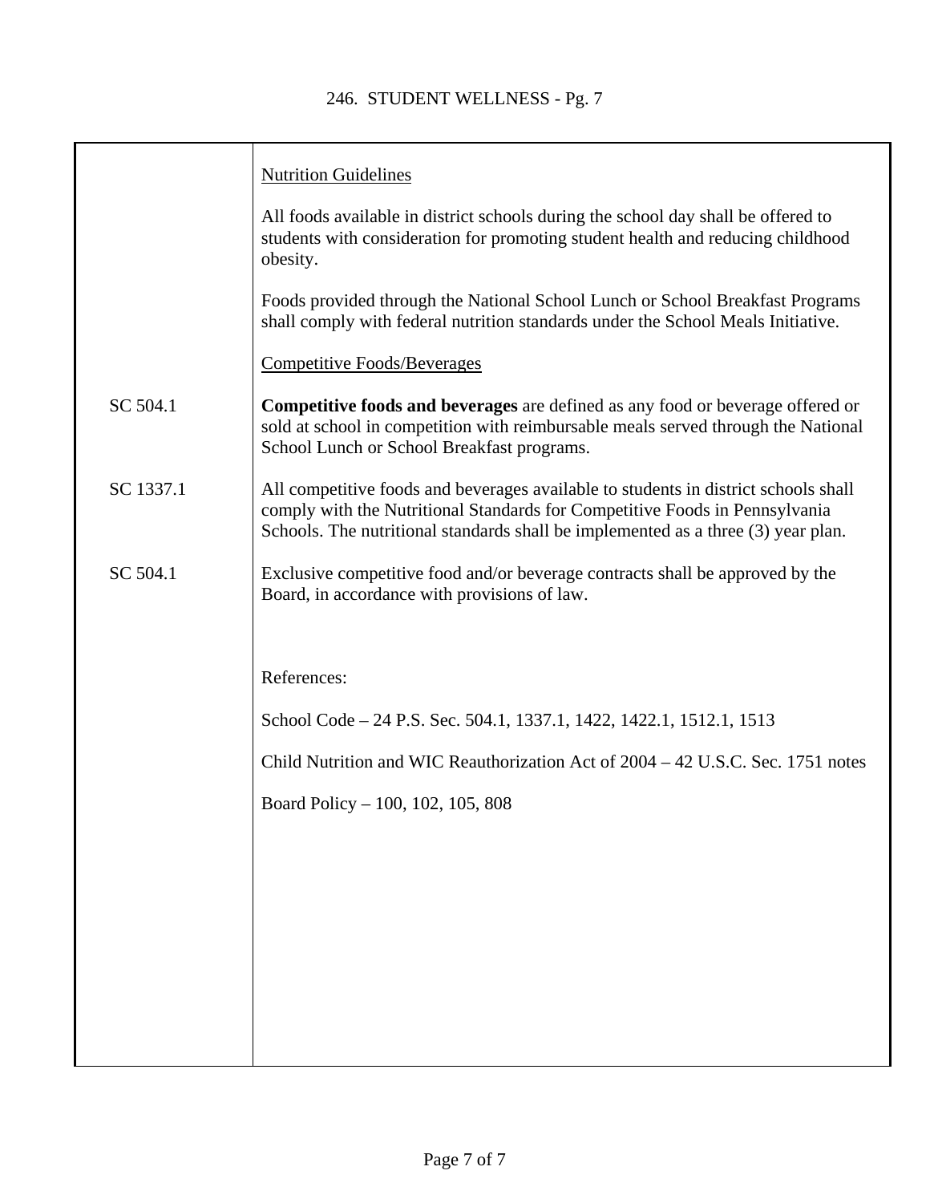Nutrition Guidelines

All foods available in district schools during the school day shall be offered to students with consideration for promoting student health and reducing childhood obesity.

Foods provided through the National School Lunch or School Breakfast Programs shall comply with federal nutrition standards under the School Meals Initiative.

Competitive Foods/Beverages

SC 504.1

**Competitive foods and beverages** are defined as any food or beverage offered or sold at school in competition with reimbursable meals served through the National School Lunch or School Breakfast programs.

SC 1337.1

All competitive foods and beverages available to students in district schools shall comply with the Nutritional Standards for Competitive Foods in Pennsylvania Schools. The nutritional standards shall be implemented as a three (3) year plan.

SC 504.1

Exclusive competitive food and/or beverage contracts shall be approved by the Board, in accordance with provisions of law.

References:

School Code – 24 P.S. Sec. 504.1, 1337.1, 1422, 1422.1, 1512.1, 1513

Child Nutrition and WIC Reauthorization Act of 2004 – 42 U.S.C. Sec. 1751 notes

Board Policy – 100, 102, 105, 808